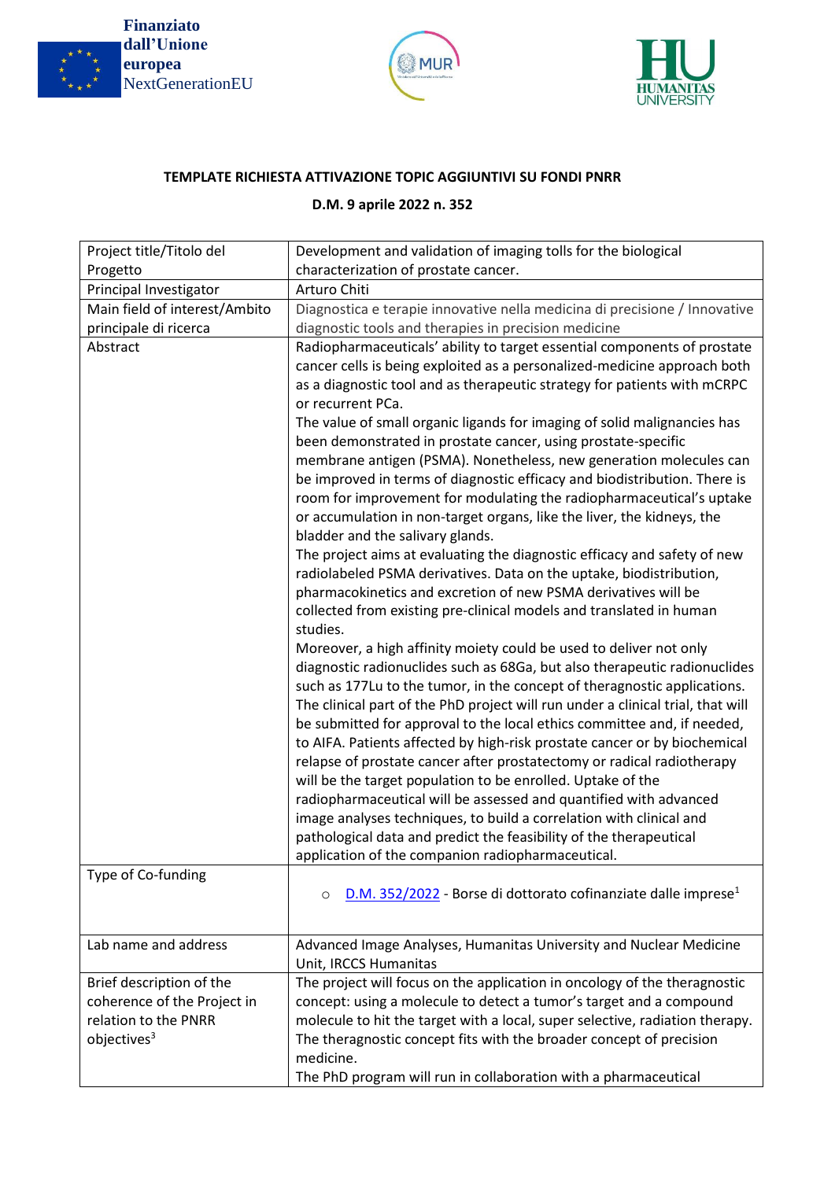Finanziato dall'Unione europea NextGenerationEU

**TEMPLATE RICHIESTA ATTIVAZIONE TOPIC AGGIUNTIVI SU FONDI PNRR**

**D.M. 9 aprile 2022 n. 352**

| Project title/Titolo del Progetto | Development and validation of imaging tolls for the biological characterization of prostate cancer. |
|---|---|
| Principal Investigator | Arturo Chiti |
| Main field of interest/Ambito principale di ricerca | Diagnostica e terapie innovative nella medicina di precisione / Innovative diagnostic tools and therapies in precision medicine |
| Abstract | Radiopharmaceuticals' ability to target essential components of prostate cancer cells is being exploited as a personalized-medicine approach both as a diagnostic tool and as therapeutic strategy for patients with mCRPC or recurrent PCa.<br>The value of small organic ligands for imaging of solid malignancies has been demonstrated in prostate cancer, using prostate-specific membrane antigen (PSMA). Nonetheless, new generation molecules can be improved in terms of diagnostic efficacy and biodistribution. There is room for improvement for modulating the radiopharmaceutical's uptake or accumulation in non-target organs, like the liver, the kidneys, the bladder and the salivary glands.<br>The project aims at evaluating the diagnostic efficacy and safety of new radiolabeled PSMA derivatives. Data on the uptake, biodistribution, pharmacokinetics and excretion of new PSMA derivatives will be collected from existing pre-clinical models and translated in human studies.<br>Moreover, a high affinity moiety could be used to deliver not only diagnostic radionuclides such as 68Ga, but also therapeutic radionuclides such as 177Lu to the tumor, in the concept of theragnostic applications. The clinical part of the PhD project will run under a clinical trial, that will be submitted for approval to the local ethics committee and, if needed, to AIFA. Patients affected by high-risk prostate cancer or by biochemical relapse of prostate cancer after prostatectomy or radical radiotherapy will be the target population to be enrolled. Uptake of the radiopharmaceutical will be assessed and quantified with advanced image analyses techniques, to build a correlation with clinical and pathological data and predict the feasibility of the therapeutical application of the companion radiopharmaceutical. |
| Type of Co-funding | ○ D.M. 352/2022 - Borse di dottorato cofinanziate dalle imprese[1] |
| Lab name and address | Advanced Image Analyses, Humanitas University and Nuclear Medicine Unit, IRCCS Humanitas |
| Brief description of the coherence of the Project in relation to the PNRR objectives[3] | The project will focus on the application in oncology of the theragnostic concept: using a molecule to detect a tumor's target and a compound molecule to hit the target with a local, super selective, radiation therapy. The theragnostic concept fits with the broader concept of precision medicine.<br>The PhD program will run in collaboration with a pharmaceutical |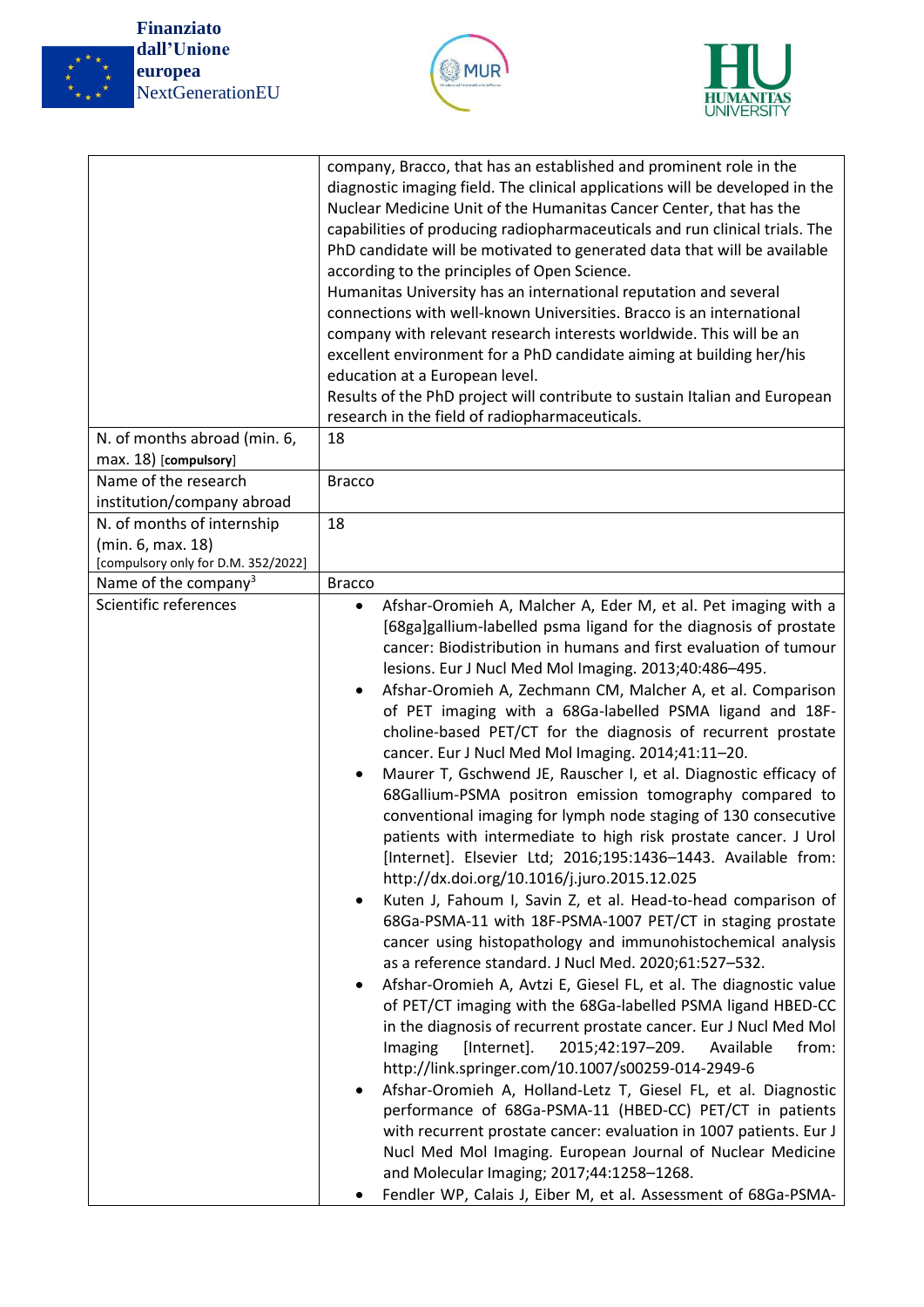| | |
|---|---|
| | company, Bracco, that has an established and prominent role in the diagnostic imaging field. The clinical applications will be developed in the Nuclear Medicine Unit of the Humanitas Cancer Center, that has the capabilities of producing radiopharmaceuticals and run clinical trials. The PhD candidate will be motivated to generated data that will be available according to the principles of Open Science.<br>Humanitas University has an international reputation and several connections with well-known Universities. Bracco is an international company with relevant research interests worldwide. This will be an excellent environment for a PhD candidate aiming at building her/his education at a European level.<br>Results of the PhD project will contribute to sustain Italian and European research in the field of radiopharmaceuticals. |
| N. of months abroad (min. 6, max. 18) **[compulsory]** | 18 |
| Name of the research institution/company abroad | Bracco |
| N. of months of internship (min. 6, max. 18) [compulsory only for D.M. 352/2022] | 18 |
| Name of the company[3] | Bracco |
| Scientific references | • Afshar-Oromieh A, Malcher A, Eder M, et al. Pet imaging with a [68ga]gallium-labelled psma ligand for the diagnosis of prostate cancer: Biodistribution in humans and first evaluation of tumour lesions. Eur J Nucl Med Mol Imaging. 2013;40:486–495.<br>• Afshar-Oromieh A, Zechmann CM, Malcher A, et al. Comparison of PET imaging with a 68Ga-labelled PSMA ligand and 18F-choline-based PET/CT for the diagnosis of recurrent prostate cancer. Eur J Nucl Med Mol Imaging. 2014;41:11–20.<br>• Maurer T, Gschwend JE, Rauscher I, et al. Diagnostic efficacy of 68Gallium-PSMA positron emission tomography compared to conventional imaging for lymph node staging of 130 consecutive patients with intermediate to high risk prostate cancer. J Urol [Internet]. Elsevier Ltd; 2016;195:1436–1443. Available from: http://dx.doi.org/10.1016/j.juro.2015.12.025<br>• Kuten J, Fahoum I, Savin Z, et al. Head-to-head comparison of 68Ga-PSMA-11 with 18F-PSMA-1007 PET/CT in staging prostate cancer using histopathology and immunohistochemical analysis as a reference standard. J Nucl Med. 2020;61:527–532.<br>• Afshar-Oromieh A, Avtzi E, Giesel FL, et al. The diagnostic value of PET/CT imaging with the 68Ga-labelled PSMA ligand HBED-CC in the diagnosis of recurrent prostate cancer. Eur J Nucl Med Mol Imaging [Internet]. 2015;42:197–209. Available from: http://link.springer.com/10.1007/s00259-014-2949-6<br>• Afshar-Oromieh A, Holland-Letz T, Giesel FL, et al. Diagnostic performance of 68Ga-PSMA-11 (HBED-CC) PET/CT in patients with recurrent prostate cancer: evaluation in 1007 patients. Eur J Nucl Med Mol Imaging. European Journal of Nuclear Medicine and Molecular Imaging; 2017;44:1258–1268.<br>• Fendler WP, Calais J, Eiber M, et al. Assessment of 68Ga-PSMA- |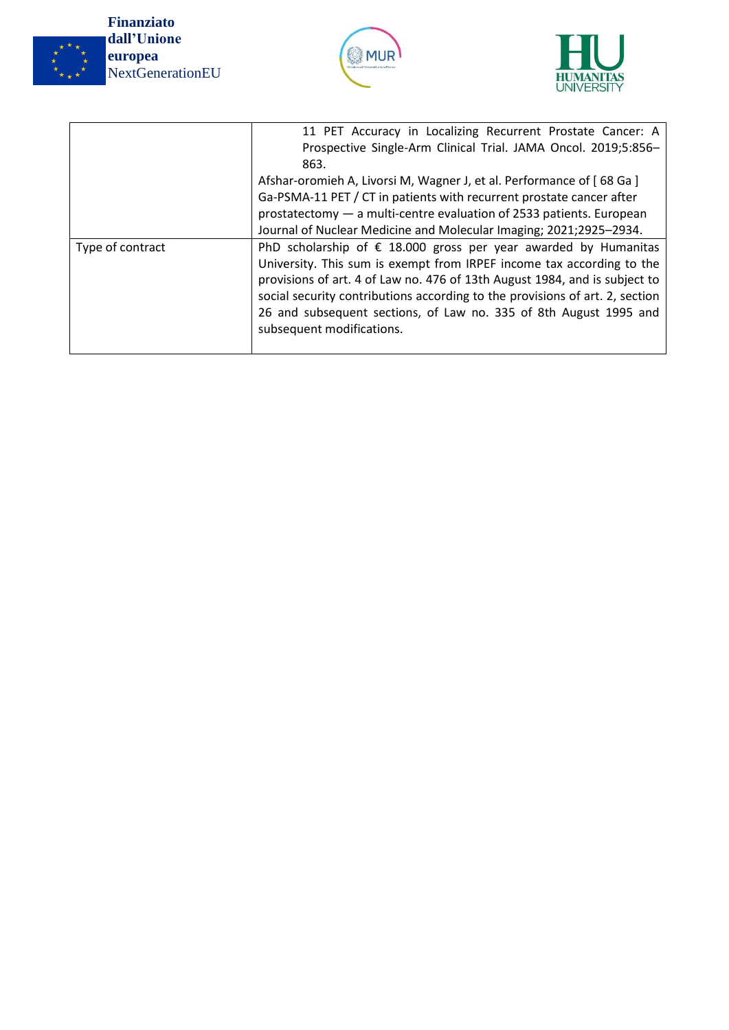| | |
|---|---|
| | 11 PET Accuracy in Localizing Recurrent Prostate Cancer: A Prospective Single-Arm Clinical Trial. JAMA Oncol. 2019;5:856–863.<br>Afshar-oromieh A, Livorsi M, Wagner J, et al. Performance of [ 68 Ga ] Ga-PSMA-11 PET / CT in patients with recurrent prostate cancer after prostatectomy — a multi-centre evaluation of 2533 patients. European Journal of Nuclear Medicine and Molecular Imaging; 2021;2925–2934. |
| Type of contract | PhD scholarship of € 18.000 gross per year awarded by Humanitas University. This sum is exempt from IRPEF income tax according to the provisions of art. 4 of Law no. 476 of 13th August 1984, and is subject to social security contributions according to the provisions of art. 2, section 26 and subsequent sections, of Law no. 335 of 8th August 1995 and subsequent modifications. |